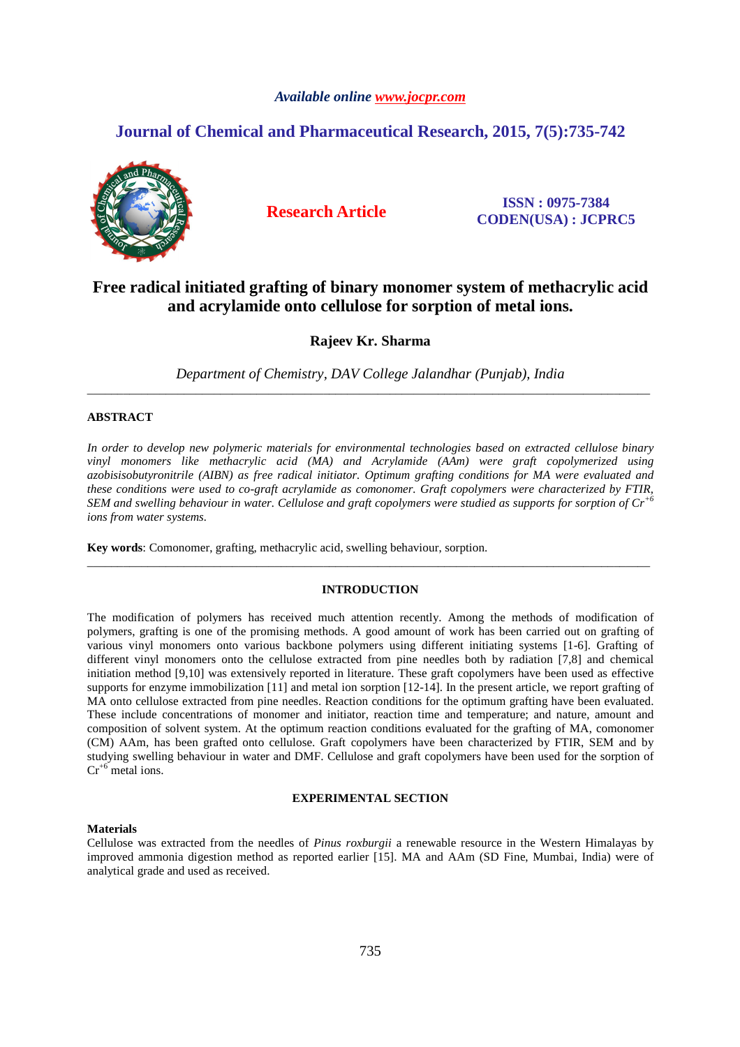# Free radical initiated grafting of binary monomer system of methacrylic acid and acrylamide onto cellulose for sorption of metal ions.

**Rajeev Kr. Sharma**

*Department of Chemistry, DAV College Jalandhar (Punjab), India*

---

## ABSTRACT

*In order to develop new polymeric materials for environmental technologies based on extracted cellulose binary vinyl monomers like methacrylic acid (MA) and Acrylamide (AAm) were graft copolymerized using azobisisobutyronitrile (AIBN) as free radical initiator. Optimum grafting conditions for MA were evaluated and these conditions were used to co-graft acrylamide as comonomer. Graft copolymers were characterized by FTIR, SEM and swelling behaviour in water. Cellulose and graft copolymers were studied as supports for sorption of* $Cr^{+6}$ *ions from water systems.*

**Key words**: Comonomer, grafting, methacrylic acid, swelling behaviour, sorption.

---

## INTRODUCTION

The modification of polymers has received much attention recently. Among the methods of modification of polymers, grafting is one of the promising methods. A good amount of work has been carried out on grafting of various vinyl monomers onto various backbone polymers using different initiating systems [1-6]. Grafting of different vinyl monomers onto the cellulose extracted from pine needles both by radiation [7,8] and chemical initiation method [9,10] was extensively reported in literature. These graft copolymers have been used as effective supports for enzyme immobilization [11] and metal ion sorption [12-14]. In the present article, we report grafting of MA onto cellulose extracted from pine needles. Reaction conditions for the optimum grafting have been evaluated. These include concentrations of monomer and initiator, reaction time and temperature; and nature, amount and composition of solvent system. At the optimum reaction conditions evaluated for the grafting of MA, comonomer (CM) AAm, has been grafted onto cellulose. Graft copolymers have been characterized by FTIR, SEM and by studying swelling behaviour in water and DMF. Cellulose and graft copolymers have been used for the sorption of $Cr^{+6}$ metal ions.

## EXPERIMENTAL SECTION

### Materials

Cellulose was extracted from the needles of *Pinus roxburgii* a renewable resource in the Western Himalayas by improved ammonia digestion method as reported earlier [15]. MA and AAm (SD Fine, Mumbai, India) were of analytical grade and used as received.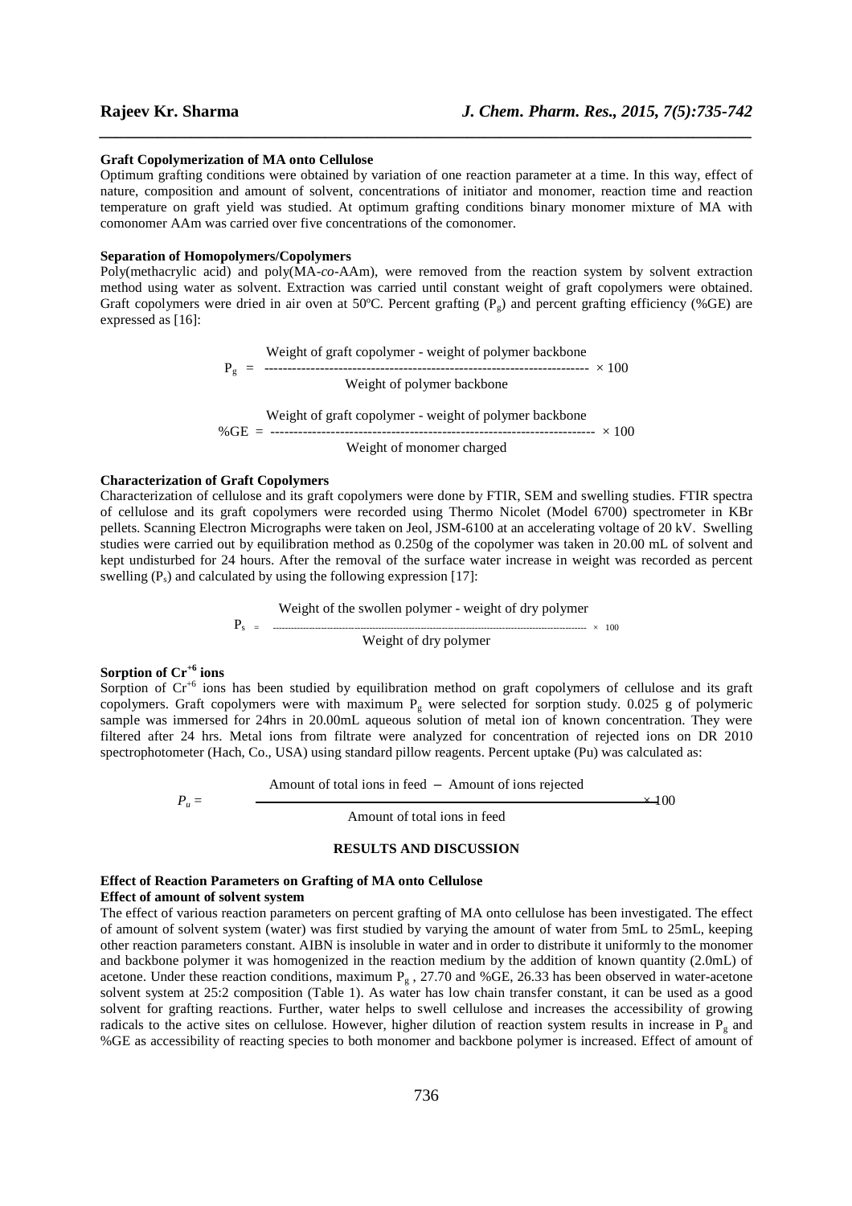### Graft Copolymerization of MA onto Cellulose

Optimum grafting conditions were obtained by variation of one reaction parameter at a time. In this way, effect of nature, composition and amount of solvent, concentrations of initiator and monomer, reaction time and reaction temperature on graft yield was studied. At optimum grafting conditions binary monomer mixture of MA with comonomer AAm was carried over five concentrations of the comonomer.

### Separation of Homopolymers/Copolymers

Poly(methacrylic acid) and poly(MA-*co*-AAm), were removed from the reaction system by solvent extraction method using water as solvent. Extraction was carried until constant weight of graft copolymers were obtained. Graft copolymers were dried in air oven at 50ºC. Percent grafting ($P_g$) and percent grafting efficiency (%GE) are expressed as [16]:

$$P_g = \frac{\text{Weight of graft copolymer - weight of polymer backbone}}{\text{Weight of polymer backbone}} \times 100$$

$$\%GE = \frac{\text{Weight of graft copolymer - weight of polymer backbone}}{\text{Weight of monomer charged}} \times 100$$

### Characterization of Graft Copolymers

Characterization of cellulose and its graft copolymers were done by FTIR, SEM and swelling studies. FTIR spectra of cellulose and its graft copolymers were recorded using Thermo Nicolet (Model 6700) spectrometer in KBr pellets. Scanning Electron Micrographs were taken on Jeol, JSM-6100 at an accelerating voltage of 20 kV. Swelling studies were carried out by equilibration method as 0.250g of the copolymer was taken in 20.00 mL of solvent and kept undisturbed for 24 hours. After the removal of the surface water increase in weight was recorded as percent swelling ($P_s$) and calculated by using the following expression [17]:

$$P_s = \frac{\text{Weight of the swollen polymer - weight of dry polymer}}{\text{Weight of dry polymer}} \times 100$$

### Sorption of $Cr^{+6}$ ions

Sorption of $Cr^{+6}$ ions has been studied by equilibration method on graft copolymers of cellulose and its graft copolymers. Graft copolymers were with maximum $P_g$ were selected for sorption study. 0.025 g of polymeric sample was immersed for 24hrs in 20.00mL aqueous solution of metal ion of known concentration. They were filtered after 24 hrs. Metal ions from filtrate were analyzed for concentration of rejected ions on DR 2010 spectrophotometer (Hach, Co., USA) using standard pillow reagents. Percent uptake (Pu) was calculated as:

$$P_u = \frac{\text{Amount of total ions in feed} - \text{Amount of ions rejected}}{\text{Amount of total ions in feed}} \times 100$$

## RESULTS AND DISCUSSION

### Effect of Reaction Parameters on Grafting of MA onto Cellulose

#### Effect of amount of solvent system

The effect of various reaction parameters on percent grafting of MA onto cellulose has been investigated. The effect of amount of solvent system (water) was first studied by varying the amount of water from 5mL to 25mL, keeping other reaction parameters constant. AIBN is insoluble in water and in order to distribute it uniformly to the monomer and backbone polymer it was homogenized in the reaction medium by the addition of known quantity (2.0mL) of acetone. Under these reaction conditions, maximum $P_g$ , 27.70 and %GE, 26.33 has been observed in water-acetone solvent system at 25:2 composition (Table 1). As water has low chain transfer constant, it can be used as a good solvent for grafting reactions. Further, water helps to swell cellulose and increases the accessibility of growing radicals to the active sites on cellulose. However, higher dilution of reaction system results in increase in $P_g$ and %GE as accessibility of reacting species to both monomer and backbone polymer is increased. Effect of amount of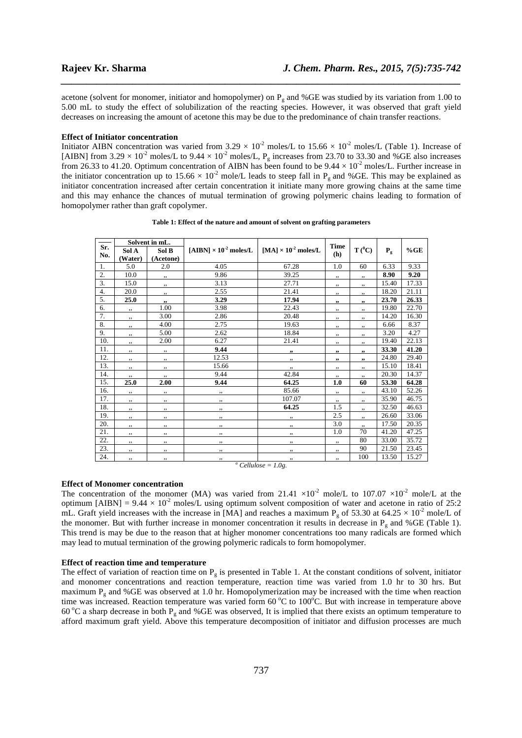acetone (solvent for monomer, initiator and homopolymer) on $P_g$ and %GE was studied by its variation from 1.00 to 5.00 mL to study the effect of solubilization of the reacting species. However, it was observed that graft yield decreases on increasing the amount of acetone this may be due to the predominance of chain transfer reactions.

**Effect of Initiator concentration**

Initiator AIBN concentration was varied from $3.29 \times 10^{-2}$ moles/L to $15.66 \times 10^{-2}$ moles/L (Table 1). Increase of [AIBN] from $3.29 \times 10^{-2}$ moles/L to $9.44 \times 10^{-2}$ moles/L, $P_g$ increases from 23.70 to 33.30 and %GE also increases from 26.33 to 41.20. Optimum concentration of AIBN has been found to be $9.44 \times 10^{-2}$ moles/L. Further increase in the initiator concentration up to $15.66 \times 10^{-2}$ mole/L leads to steep fall in $P_g$ and %GE. This may be explained as initiator concentration increased after certain concentration it initiate many more growing chains at the same time and this may enhance the chances of mutual termination of growing polymeric chains leading to formation of homopolymer rather than graft copolymer.

**Table 1: Effect of the nature and amount of solvent on grafting parameters**

| Sr. No. | Solvent in mL. | | [AIBN] $\times 10^{-2}$ moles/L | [MA] $\times 10^{-2}$ moles/L | Time (h) | T ($^0$C) | $P_g$ | %GE |
|---|---|---|---|---|---|---|---|---|
| | Sol A (Water) | Sol B (Acetone) | | | | | | |
| 1. | 5.0 | 2.0 | 4.05 | 67.28 | 1.0 | 60 | 6.33 | 9.33 |
| 2. | 10.0 | ,, | 9.86 | 39.25 | ,, | ,, | **8.90** | **9.20** |
| 3. | 15.0 | ,, | 3.13 | 27.71 | ,, | ,, | 15.40 | 17.33 |
| 4. | 20.0 | ,, | 2.55 | 21.41 | ,, | ,, | 18.20 | 21.11 |
| 5. | **25.0** | **,,** | **3.29** | **17.94** | **,,** | **,,** | **23.70** | **26.33** |
| 6. | ,, | 1.00 | 3.98 | 22.43 | ,, | ,, | 19.80 | 22.70 |
| 7. | ,, | 3.00 | 2.86 | 20.48 | ,, | ,, | 14.20 | 16.30 |
| 8. | ,, | 4.00 | 2.75 | 19.63 | ,, | ,, | 6.66 | 8.37 |
| 9. | ,, | 5.00 | 2.62 | 18.84 | ,, | ,, | 3.20 | 4.27 |
| 10. | ,, | 2.00 | 6.27 | 21.41 | ,, | ,, | 19.40 | 22.13 |
| 11. | ,, | ,, | **9.44** | **,,** | **,,** | **,,** | **33.30** | **41.20** |
| 12. | ,, | ,, | 12.53 | ,, | ,, | ,, | 24.80 | 29.40 |
| 13. | ,, | ,, | 15.66 | ,, | ,, | ,, | 15.10 | 18.41 |
| 14. | ,, | ,, | 9.44 | 42.84 | ,, | ,, | 20.30 | 14.37 |
| 15. | **25.0** | **2.00** | **9.44** | **64.25** | **1.0** | **60** | **53.30** | **64.28** |
| 16. | ,, | ,, | ,, | 85.66 | ,, | ,, | 43.10 | 52.26 |
| 17. | ,, | ,, | ,, | 107.07 | ,, | ,, | 35.90 | 46.75 |
| 18. | ,, | ,, | ,, | **64.25** | 1.5 | ,, | 32.50 | 46.63 |
| 19. | ,, | ,, | ,, | ,, | 2.5 | ,, | 26.60 | 33.06 |
| 20. | ,, | ,, | ,, | ,, | 3.0 | ,, | 17.50 | 20.35 |
| 21. | ,, | ,, | ,, | ,, | 1.0 | 70 | 41.20 | 47.25 |
| 22. | ,, | ,, | ,, | ,, | ,, | 80 | 33.00 | 35.72 |
| 23. | ,, | ,, | ,, | ,, | ,, | 90 | 21.50 | 23.45 |
| 24. | ,, | ,, | ,, | ,, | ,, | 100 | 13.50 | 15.27 |

[a] *Cellulose = 1.0g.*

**Effect of Monomer concentration**

The concentration of the monomer (MA) was varied from $21.41 \times 10^{-2}$ mole/L to $107.07 \times 10^{-2}$ mole/L at the optimum [AIBN] = $9.44 \times 10^{-2}$ moles/L using optimum solvent composition of water and acetone in ratio of 25:2 mL. Graft yield increases with the increase in [MA] and reaches a maximum $P_g$ of 53.30 at $64.25 \times 10^{-2}$ mole/L of the monomer. But with further increase in monomer concentration it results in decrease in $P_g$ and %GE (Table 1). This trend is may be due to the reason that at higher monomer concentrations too many radicals are formed which may lead to mutual termination of the growing polymeric radicals to form homopolymer.

**Effect of reaction time and temperature**

The effect of variation of reaction time on $P_g$ is presented in Table 1. At the constant conditions of solvent, initiator and monomer concentrations and reaction temperature, reaction time was varied from 1.0 hr to 30 hrs. But maximum $P_g$ and %GE was observed at 1.0 hr. Homopolymerization may be increased with the time when reaction time was increased. Reaction temperature was varied form 60 $^oC$ to 100$^oC$. But with increase in temperature above 60 $^oC$ a sharp decrease in both $P_g$ and %GE was observed, It is implied that there exists an optimum temperature to afford maximum graft yield. Above this temperature decomposition of initiator and diffusion processes are much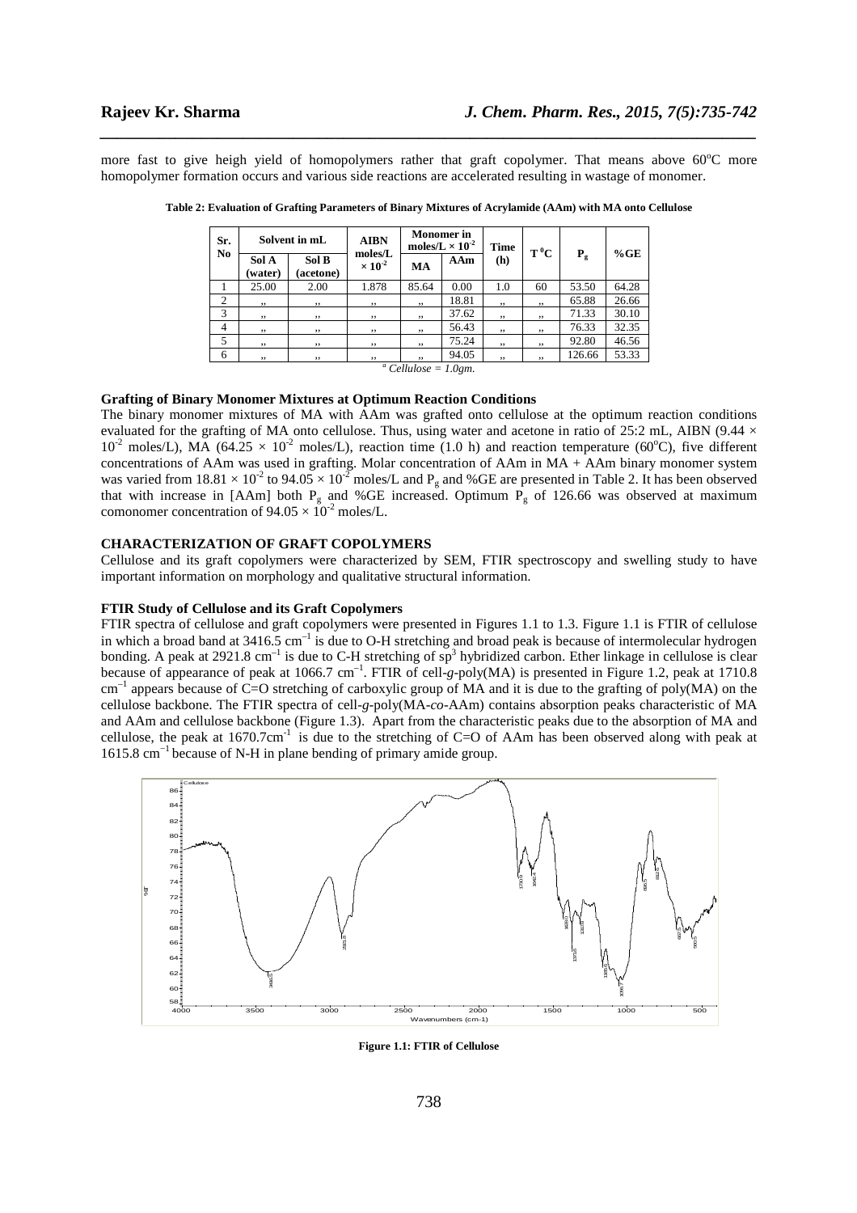more fast to give heigh yield of homopolymers rather that graft copolymer. That means above 60°C more homopolymer formation occurs and various side reactions are accelerated resulting in wastage of monomer.

**Table 2: Evaluation of Grafting Parameters of Binary Mixtures of Acrylamide (AAm) with MA onto Cellulose**

| Sr. No | Solvent in mL | | AIBN moles/L $\times 10^{-2}$ | Monomer in moles/L $\times 10^{-2}$ | | Time (h) | T °C | $P_g$ | %GE |
|---|---|---|---|---|---|---|---|---|---|
| | Sol A (water) | Sol B (acetone) | | MA | AAm | | | | |
| 1 | 25.00 | 2.00 | 1.878 | 85.64 | 0.00 | 1.0 | 60 | 53.50 | 64.28 |
| 2 | ,, | ,, | ,, | ,, | 18.81 | ,, | ,, | 65.88 | 26.66 |
| 3 | ,, | ,, | ,, | ,, | 37.62 | ,, | ,, | 71.33 | 30.10 |
| 4 | ,, | ,, | ,, | ,, | 56.43 | ,, | ,, | 76.33 | 32.35 |
| 5 | ,, | ,, | ,, | ,, | 75.24 | ,, | ,, | 92.80 | 46.56 |
| 6 | ,, | ,, | ,, | ,, | 94.05 | ,, | ,, | 126.66 | 53.33 |

[a] *Cellulose = 1.0gm.*

**Grafting of Binary Monomer Mixtures at Optimum Reaction Conditions**

The binary monomer mixtures of MA with AAm was grafted onto cellulose at the optimum reaction conditions evaluated for the grafting of MA onto cellulose. Thus, using water and acetone in ratio of 25:2 mL, AIBN ($9.44 \times 10^{-2}$ moles/L), MA ($64.25 \times 10^{-2}$ moles/L), reaction time (1.0 h) and reaction temperature (60°C), five different concentrations of AAm was used in grafting. Molar concentration of AAm in MA + AAm binary monomer system was varied from $18.81 \times 10^{-2}$ to $94.05 \times 10^{-2}$ moles/L and $P_g$ and %GE are presented in Table 2. It has been observed that with increase in [AAm] both $P_g$ and %GE increased. Optimum $P_g$ of 126.66 was observed at maximum comonomer concentration of $94.05 \times 10^{-2}$ moles/L.

**CHARACTERIZATION OF GRAFT COPOLYMERS**

Cellulose and its graft copolymers were characterized by SEM, FTIR spectroscopy and swelling study to have important information on morphology and qualitative structural information.

**FTIR Study of Cellulose and its Graft Copolymers**

FTIR spectra of cellulose and graft copolymers were presented in Figures 1.1 to 1.3. Figure 1.1 is FTIR of cellulose in which a broad band at 3416.5 $cm^{-1}$ is due to O-H stretching and broad peak is because of intermolecular hydrogen bonding. A peak at 2921.8 $cm^{-1}$ is due to C-H stretching of $sp^3$ hybridized carbon. Ether linkage in cellulose is clear because of appearance of peak at 1066.7 $cm^{-1}$. FTIR of cell-*g*-poly(MA) is presented in Figure 1.2, peak at 1710.8 $cm^{-1}$ appears because of C=O stretching of carboxylic group of MA and it is due to the grafting of poly(MA) on the cellulose backbone. The FTIR spectra of cell-*g*-poly(MA-*co*-AAm) contains absorption peaks characteristic of MA and AAm and cellulose backbone (Figure 1.3). Apart from the characteristic peaks due to the absorption of MA and cellulose, the peak at 1670.7$cm^{-1}$ is due to the stretching of C=O of AAm has been observed along with peak at 1615.8 $cm^{-1}$ because of N-H in plane bending of primary amide group.

**Figure 1.1: FTIR of Cellulose**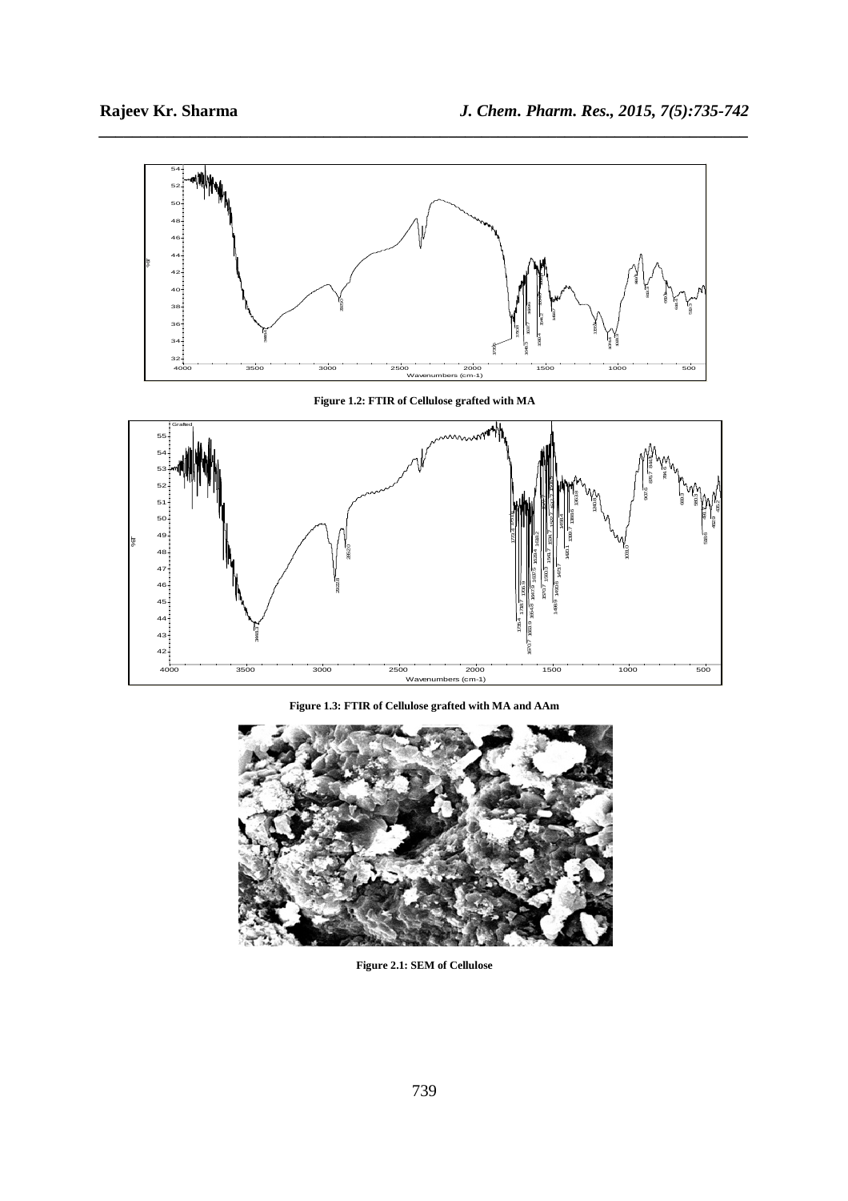Figure 1.2: FTIR of Cellulose grafted with MA

Figure 1.3: FTIR of Cellulose grafted with MA and AAm

Figure 2.1: SEM of Cellulose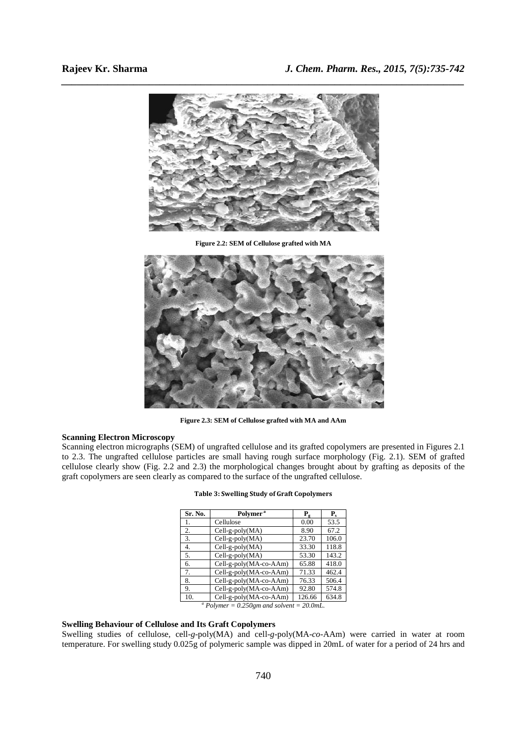Figure 2.2: SEM of Cellulose grafted with MA

Figure 2.3: SEM of Cellulose grafted with MA and AAm

**Scanning Electron Microscopy**

Scanning electron micrographs (SEM) of ungrafted cellulose and its grafted copolymers are presented in Figures 2.1 to 2.3. The ungrafted cellulose particles are small having rough surface morphology (Fig. 2.1). SEM of grafted cellulose clearly show (Fig. 2.2 and 2.3) the morphological changes brought about by grafting as deposits of the graft copolymers are seen clearly as compared to the surface of the ungrafted cellulose.

**Table 3: Swelling Study of Graft Copolymers**

| Sr. No. | Polymer [a] | $P_g$ | $P_s$ |
|---|---|---|---|
| 1. | Cellulose | 0.00 | 53.5 |
| 2. | Cell-g-poly(MA) | 8.90 | 67.2 |
| 3. | Cell-g-poly(MA) | 23.70 | 106.0 |
| 4. | Cell-g-poly(MA) | 33.30 | 118.8 |
| 5. | Cell-g-poly(MA) | 53.30 | 143.2 |
| 6. | Cell-g-poly(MA-co-AAm) | 65.88 | 418.0 |
| 7. | Cell-g-poly(MA-co-AAm) | 71.33 | 462.4 |
| 8. | Cell-g-poly(MA-co-AAm) | 76.33 | 506.4 |
| 9. | Cell-g-poly(MA-co-AAm) | 92.80 | 574.8 |
| 10. | Cell-g-poly(MA-co-AAm) | 126.66 | 634.8 |

[a] *Polymer = 0.250gm and solvent = 20.0mL.*

**Swelling Behaviour of Cellulose and Its Graft Copolymers**

Swelling studies of cellulose, cell-*g*-poly(MA) and cell-*g*-poly(MA-*co*-AAm) were carried in water at room temperature. For swelling study 0.025g of polymeric sample was dipped in 20mL of water for a period of 24 hrs and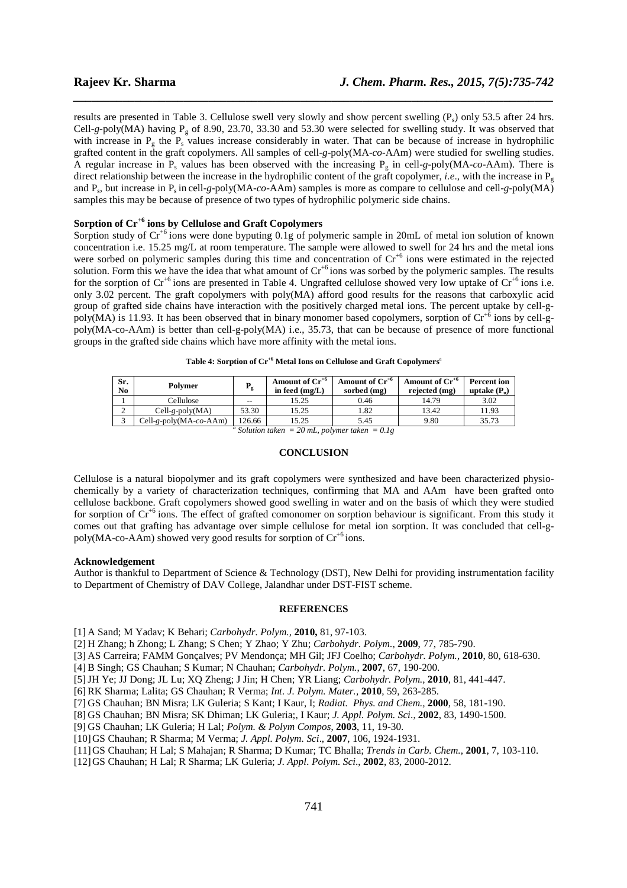results are presented in Table 3. Cellulose swell very slowly and show percent swelling ($P_s$) only 53.5 after 24 hrs. Cell-*g*-poly(MA) having $P_g$ of 8.90, 23.70, 33.30 and 53.30 were selected for swelling study. It was observed that with increase in $P_g$ the $P_s$ values increase considerably in water. That can be because of increase in hydrophilic grafted content in the graft copolymers. All samples of cell-*g*-poly(MA-*co*-AAm) were studied for swelling studies. A regular increase in $P_s$ values has been observed with the increasing $P_g$ in cell-*g*-poly(MA-*co*-AAm). There is direct relationship between the increase in the hydrophilic content of the graft copolymer, *i.e*., with the increase in $P_g$ and $P_s$, but increase in $P_s$ in cell-*g*-poly(MA-*co*-AAm) samples is more as compare to cellulose and cell-*g*-poly(MA) samples this may be because of presence of two types of hydrophilic polymeric side chains.

**Sorption of $Cr^{+6}$ ions by Cellulose and Graft Copolymers**

Sorption study of $Cr^{+6}$ ions were done byputing 0.1g of polymeric sample in 20mL of metal ion solution of known concentration i.e. 15.25 mg/L at room temperature. The sample were allowed to swell for 24 hrs and the metal ions were sorbed on polymeric samples during this time and concentration of $Cr^{+6}$ ions were estimated in the rejected solution. Form this we have the idea that what amount of $Cr^{+6}$ ions was sorbed by the polymeric samples. The results for the sorption of $Cr^{+6}$ ions are presented in Table 4. Ungrafted cellulose showed very low uptake of $Cr^{+6}$ ions i.e. only 3.02 percent. The graft copolymers with poly(MA) afford good results for the reasons that carboxylic acid group of grafted side chains have interaction with the positively charged metal ions. The percent uptake by cell-g-poly(MA) is 11.93. It has been observed that in binary monomer based copolymers, sorption of $Cr^{+6}$ ions by cell-g-poly(MA-co-AAm) is better than cell-g-poly(MA) i.e., 35.73, that can be because of presence of more functional groups in the grafted side chains which have more affinity with the metal ions.

**Table 4: Sorption of $Cr^{+6}$ Metal Ions on Cellulose and Graft Copolymers**[a]

| Sr. No | Polymer | $P_g$ | Amount of $Cr^{+6}$ in feed (mg/L) | Amount of $Cr^{+6}$ sorbed (mg) | Amount of $Cr^{+6}$ rejected (mg) | Percent ion uptake ($P_u$) |
|---|---|---|---|---|---|---|
| 1 | Cellulose | -- | 15.25 | 0.46 | 14.79 | 3.02 |
| 2 | Cell-*g*-poly(MA) | 53.30 | 15.25 | 1.82 | 13.42 | 11.93 |
| 3 | Cell-*g*-poly(MA-*co*-AAm) | 126.66 | 15.25 | 5.45 | 9.80 | 35.73 |

[a] *Solution taken = 20 mL, polymer taken = 0.1g*

## CONCLUSION

Cellulose is a natural biopolymer and its graft copolymers were synthesized and have been characterized physio-chemically by a variety of characterization techniques, confirming that MA and AAm have been grafted onto cellulose backbone. Graft copolymers showed good swelling in water and on the basis of which they were studied for sorption of $Cr^{+6}$ ions. The effect of grafted comonomer on sorption behaviour is significant. From this study it comes out that grafting has advantage over simple cellulose for metal ion sorption. It was concluded that cell-g-poly(MA-co-AAm) showed very good results for sorption of $Cr^{+6}$ ions.

**Acknowledgement**

Author is thankful to Department of Science & Technology (DST), New Delhi for providing instrumentation facility to Department of Chemistry of DAV College, Jalandhar under DST-FIST scheme.

## REFERENCES

[1] A Sand; M Yadav; K Behari; *Carbohydr. Polym.*, **2010,** 81, 97-103.

[2] H Zhang; h Zhong; L Zhang; S Chen; Y Zhao; Y Zhu; *Carbohydr. Polym.*, **2009**, 77, 785-790.

[3] AS Carreira; FAMM Gonçalves; PV Mendonça; MH Gil; JFJ Coelho; *Carbohydr. Polym.*, **2010**, 80, 618-630.

[4] B Singh; GS Chauhan; S Kumar; N Chauhan; *Carbohydr. Polym.*, **2007**, 67, 190-200.

[5] JH Ye; JJ Dong; JL Lu; XQ Zheng; J Jin; H Chen; YR Liang; *Carbohydr. Polym.*, **2010**, 81, 441-447.

[6] RK Sharma; Lalita; GS Chauhan; R Verma; *Int. J. Polym. Mater.*, **2010**, 59, 263-285.

[7] GS Chauhan; BN Misra; LK Guleria; S Kant; I Kaur, I; *Radiat. Phys. and Chem.*, **2000**, 58, 181-190.

[8] GS Chauhan; BN Misra; SK Dhiman; LK Guleria;, I Kaur; *J. Appl. Polym. Sci*., **2002**, 83, 1490-1500.

[9] GS Chauhan; LK Guleria; H Lal; *Polym. & Polym Compos*, **2003**, 11, 19-30.

[10] GS Chauhan; R Sharma; M Verma; *J. Appl. Polym. Sci*., **2007**, 106, 1924-1931.

[11] GS Chauhan; H Lal; S Mahajan; R Sharma; D Kumar; TC Bhalla; *Trends in Carb. Chem.*, **2001**, 7, 103-110.

[12] GS Chauhan; H Lal; R Sharma; LK Guleria; *J. Appl. Polym. Sci*., **2002**, 83, 2000-2012.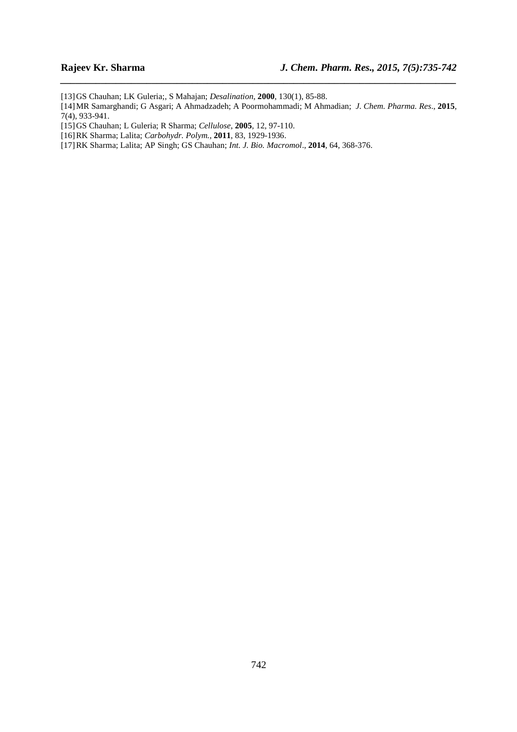[13] GS Chauhan; LK Guleria;, S Mahajan; *Desalination*, **2000**, 130(1), 85-88.

[14] MR Samarghandi; G Asgari; A Ahmadzadeh; A Poormohammadi; M Ahmadian; *J. Chem. Pharma. Res.*, **2015**, 7(4), 933-941.

[15] GS Chauhan; L Guleria; R Sharma; *Cellulose*, **2005**, 12, 97-110.

[16] RK Sharma; Lalita; *Carbohydr. Polym.*, **2011**, 83, 1929-1936.

[17] RK Sharma; Lalita; AP Singh; GS Chauhan; *Int. J. Bio. Macromol*., **2014**, 64, 368-376.